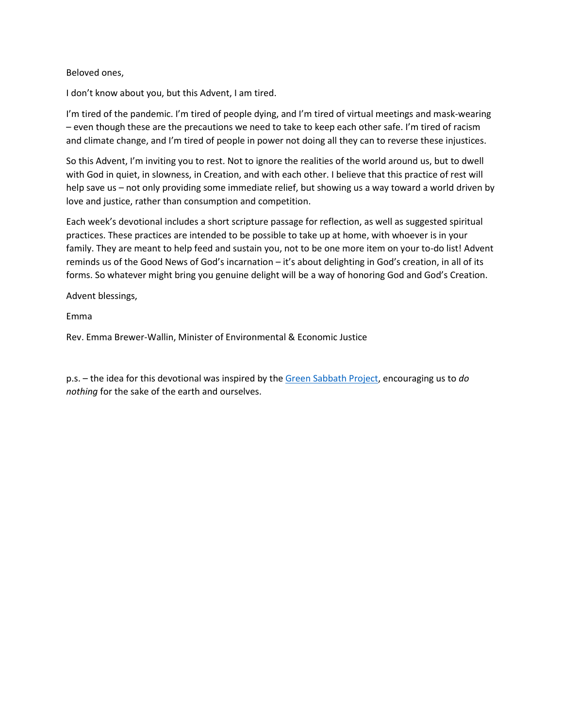Beloved ones,

I don't know about you, but this Advent, I am tired.

I'm tired of the pandemic. I'm tired of people dying, and I'm tired of virtual meetings and mask-wearing – even though these are the precautions we need to take to keep each other safe. I'm tired of racism and climate change, and I'm tired of people in power not doing all they can to reverse these injustices.

So this Advent, I'm inviting you to rest. Not to ignore the realities of the world around us, but to dwell with God in quiet, in slowness, in Creation, and with each other. I believe that this practice of rest will help save us – not only providing some immediate relief, but showing us a way toward a world driven by love and justice, rather than consumption and competition.

Each week's devotional includes a short scripture passage for reflection, as well as suggested spiritual practices. These practices are intended to be possible to take up at home, with whoever is in your family. They are meant to help feed and sustain you, not to be one more item on your to-do list! Advent reminds us of the Good News of God's incarnation – it's about delighting in God's creation, in all of its forms. So whatever might bring you genuine delight will be a way of honoring God and God's Creation.

Advent blessings,

Emma

Rev. Emma Brewer-Wallin, Minister of Environmental & Economic Justice

p.s. – the idea for this devotional was inspired by the Green Sabbath Project, encouraging us to *do nothing* for the sake of the earth and ourselves.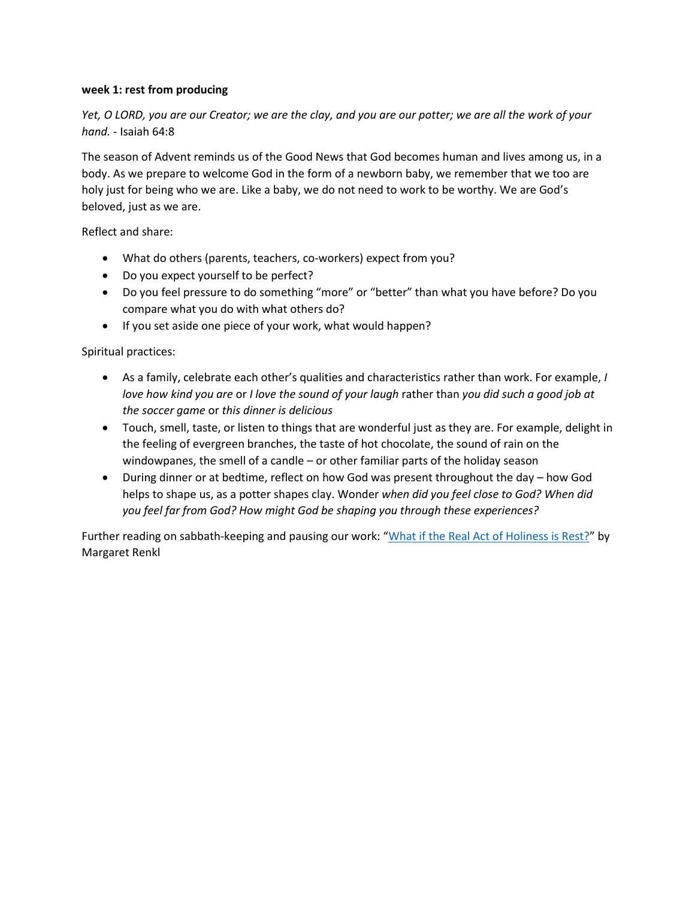**week 1: rest from producing**

*Yet, O LORD, you are our Creator; we are the clay, and you are our potter; we are all the work of your hand.* - Isaiah 64:8

The season of Advent reminds us of the Good News that God becomes human and lives among us, in a body. As we prepare to welcome God in the form of a newborn baby, we remember that we too are holy just for being who we are. Like a baby, we do not need to work to be worthy. We are God's beloved, just as we are.

Reflect and share:

- What do others (parents, teachers, co-workers) expect from you?
- Do you expect yourself to be perfect?
- Do you feel pressure to do something "more" or "better" than what you have before? Do you compare what you do with what others do?
- If you set aside one piece of your work, what would happen?

Spiritual practices:

- As a family, celebrate each other's qualities and characteristics rather than work. For example, *I love how kind you are* or *I love the sound of your laugh* rather than *you did such a good job at the soccer game* or *this dinner is delicious*
- Touch, smell, taste, or listen to things that are wonderful just as they are. For example, delight in the feeling of evergreen branches, the taste of hot chocolate, the sound of rain on the windowpanes, the smell of a candle – or other familiar parts of the holiday season
- During dinner or at bedtime, reflect on how God was present throughout the day – how God helps to shape us, as a potter shapes clay. Wonder *when did you feel close to God? When did you feel far from God? How might God be shaping you through these experiences?*

Further reading on sabbath-keeping and pausing our work: "What if the Real Act of Holiness is Rest?" by Margaret Renkl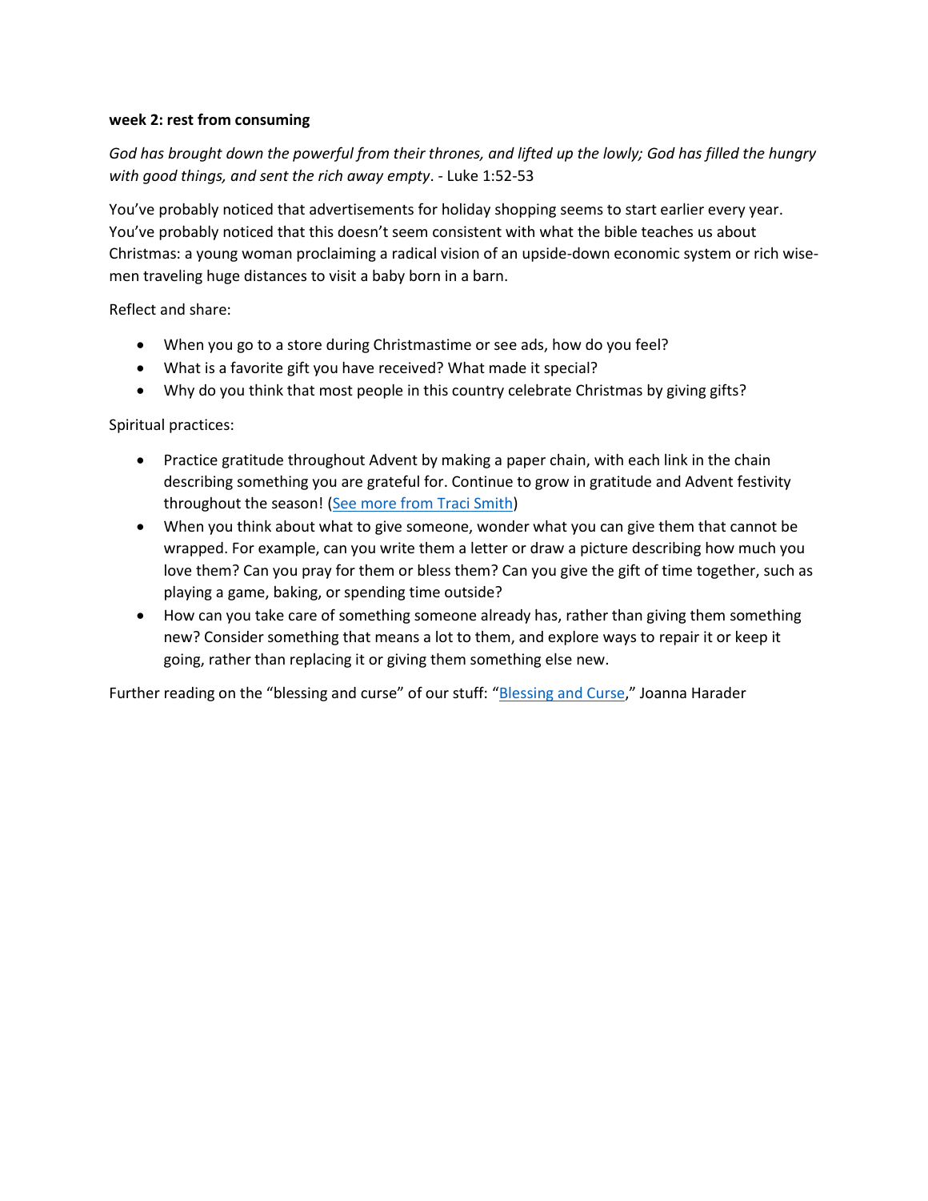**week 2: rest from consuming**

*God has brought down the powerful from their thrones, and lifted up the lowly; God has filled the hungry with good things, and sent the rich away empty*. - Luke 1:52-53

You've probably noticed that advertisements for holiday shopping seems to start earlier every year. You've probably noticed that this doesn't seem consistent with what the bible teaches us about Christmas: a young woman proclaiming a radical vision of an upside-down economic system or rich wise-men traveling huge distances to visit a baby born in a barn.

Reflect and share:

- When you go to a store during Christmastime or see ads, how do you feel?
- What is a favorite gift you have received? What made it special?
- Why do you think that most people in this country celebrate Christmas by giving gifts?

Spiritual practices:

- Practice gratitude throughout Advent by making a paper chain, with each link in the chain describing something you are grateful for. Continue to grow in gratitude and Advent festivity throughout the season! (See more from Traci Smith)
- When you think about what to give someone, wonder what you can give them that cannot be wrapped. For example, can you write them a letter or draw a picture describing how much you love them? Can you pray for them or bless them? Can you give the gift of time together, such as playing a game, baking, or spending time outside?
- How can you take care of something someone already has, rather than giving them something new? Consider something that means a lot to them, and explore ways to repair it or keep it going, rather than replacing it or giving them something else new.

Further reading on the "blessing and curse" of our stuff: "Blessing and Curse," Joanna Harader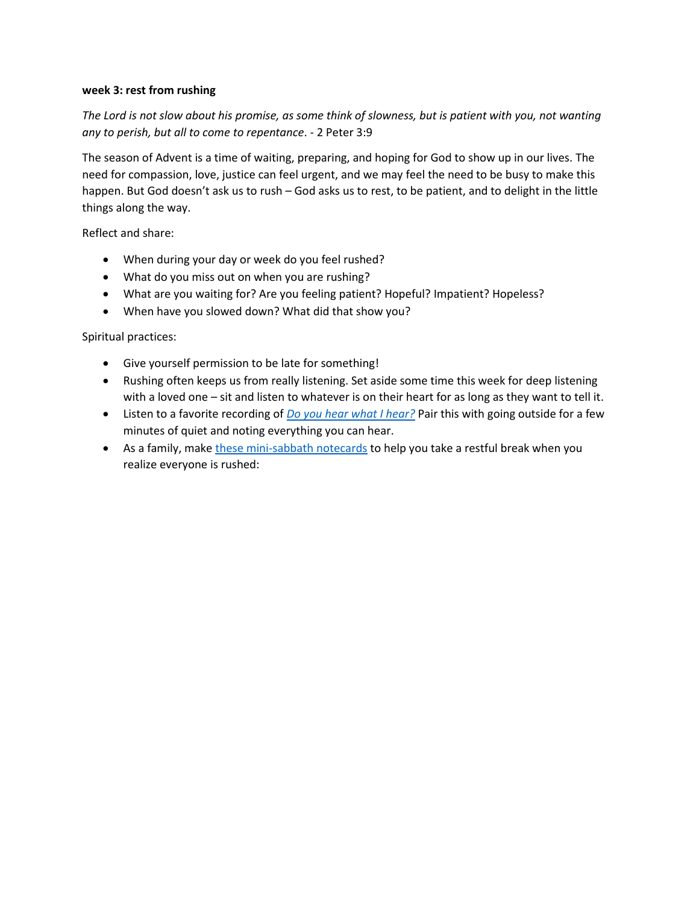**week 3: rest from rushing**

*The Lord is not slow about his promise, as some think of slowness, but is patient with you, not wanting any to perish, but all to come to repentance*. - 2 Peter 3:9

The season of Advent is a time of waiting, preparing, and hoping for God to show up in our lives. The need for compassion, love, justice can feel urgent, and we may feel the need to be busy to make this happen. But God doesn't ask us to rush – God asks us to rest, to be patient, and to delight in the little things along the way.

Reflect and share:

- When during your day or week do you feel rushed?
- What do you miss out on when you are rushing?
- What are you waiting for? Are you feeling patient? Hopeful? Impatient? Hopeless?
- When have you slowed down? What did that show you?

Spiritual practices:

- Give yourself permission to be late for something!
- Rushing often keeps us from really listening. Set aside some time this week for deep listening with a loved one – sit and listen to whatever is on their heart for as long as they want to tell it.
- Listen to a favorite recording of *Do you hear what I hear?* Pair this with going outside for a few minutes of quiet and noting everything you can hear.
- As a family, make these mini-sabbath notecards to help you take a restful break when you realize everyone is rushed: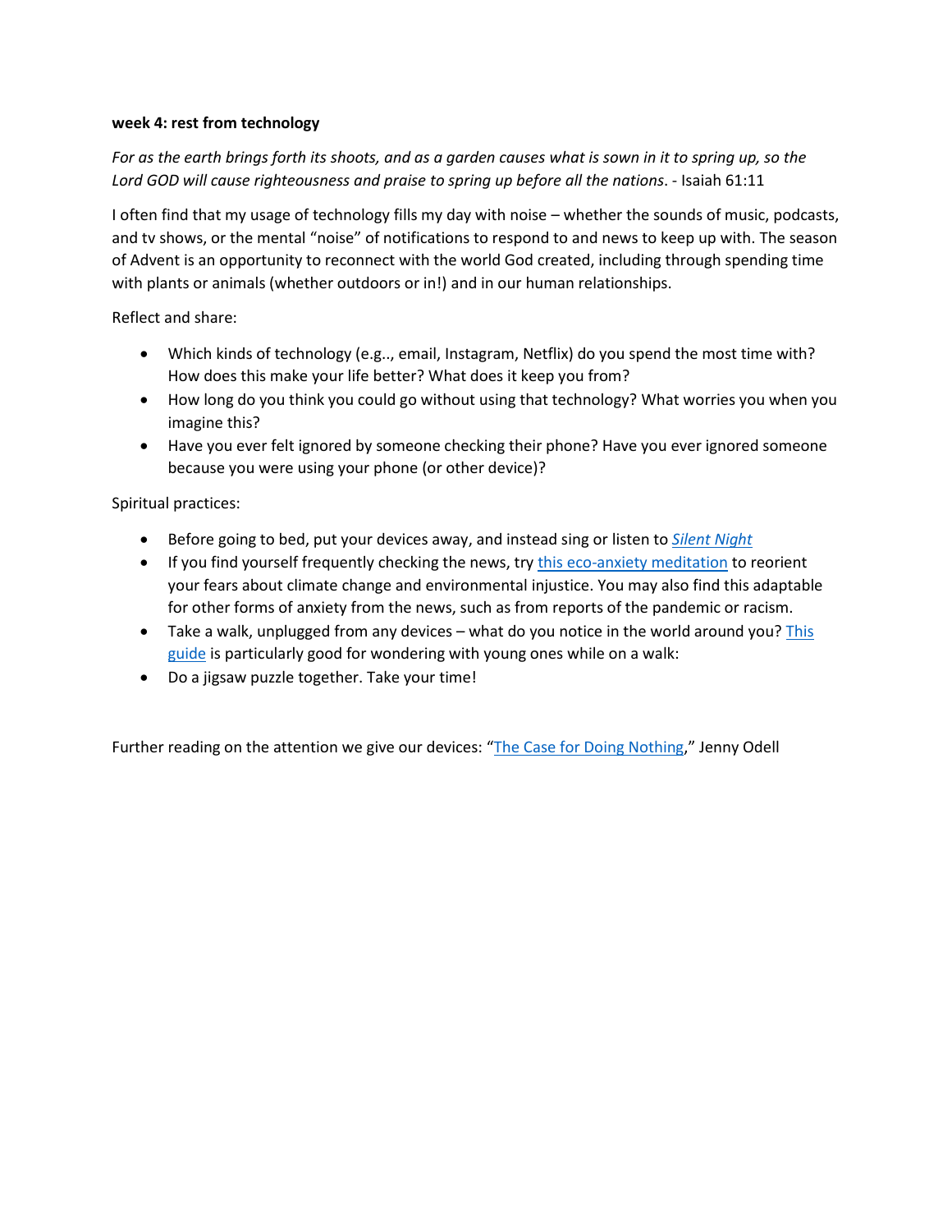**week 4: rest from technology**

*For as the earth brings forth its shoots, and as a garden causes what is sown in it to spring up, so the Lord GOD will cause righteousness and praise to spring up before all the nations*. - Isaiah 61:11

I often find that my usage of technology fills my day with noise – whether the sounds of music, podcasts, and tv shows, or the mental "noise" of notifications to respond to and news to keep up with. The season of Advent is an opportunity to reconnect with the world God created, including through spending time with plants or animals (whether outdoors or in!) and in our human relationships.

Reflect and share:

- Which kinds of technology (e.g.., email, Instagram, Netflix) do you spend the most time with? How does this make your life better? What does it keep you from?
- How long do you think you could go without using that technology? What worries you when you imagine this?
- Have you ever felt ignored by someone checking their phone? Have you ever ignored someone because you were using your phone (or other device)?

Spiritual practices:

- Before going to bed, put your devices away, and instead sing or listen to *Silent Night*
- If you find yourself frequently checking the news, try this eco-anxiety meditation to reorient your fears about climate change and environmental injustice. You may also find this adaptable for other forms of anxiety from the news, such as from reports of the pandemic or racism.
- Take a walk, unplugged from any devices – what do you notice in the world around you? This guide is particularly good for wondering with young ones while on a walk:
- Do a jigsaw puzzle together. Take your time!

Further reading on the attention we give our devices: "The Case for Doing Nothing," Jenny Odell